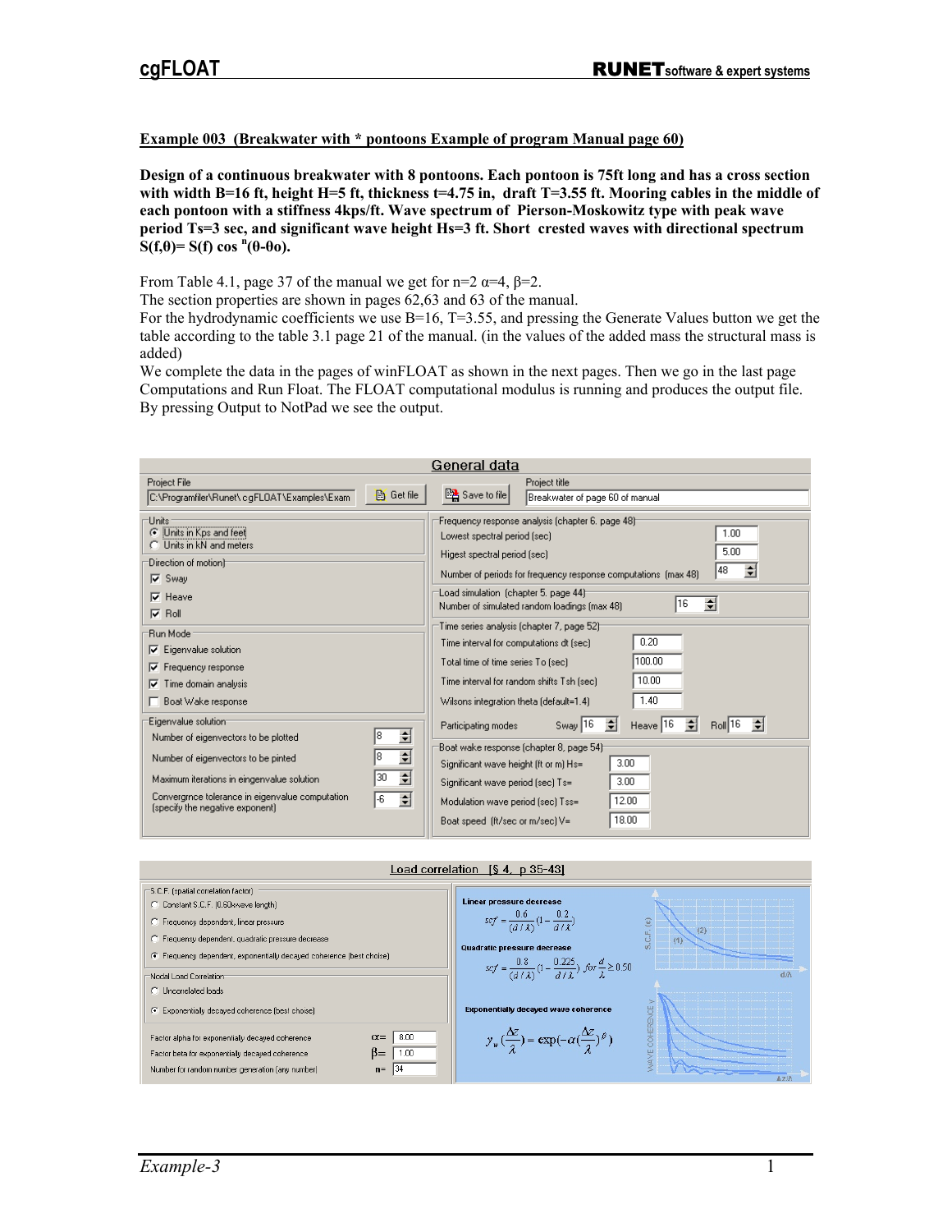**Example 003 (Breakwater with * pontoons Example of program Manual page 60)**

**Design of a continuous breakwater with 8 pontoons. Each pontoon is 75ft long and has a cross section with width B=16 ft, height H=5 ft, thickness t=4.75 in, draft T=3.55 ft. Mooring cables in the middle of each pontoon with a stiffness 4kps/ft. Wave spectrum of Pierson-Moskowitz type with peak wave period Ts=3 sec, and significant wave height Hs=3 ft. Short crested waves with directional spectrum $S(f,\theta)= S(f) \cos^n(\theta-\theta o)$.**

From Table 4.1, page 37 of the manual we get for n=2 $\alpha$=4, $\beta$=2.
The section properties are shown in pages 62,63 and 63 of the manual.
For the hydrodynamic coefficients we use B=16, T=3.55, and pressing the Generate Values button we get the table according to the table 3.1 page 21 of the manual. (in the values of the added mass the structural mass is added)
We complete the data in the pages of winFLOAT as shown in the next pages. Then we go in the last page Computations and Run Float. The FLOAT computational modulus is running and produces the output file. By pressing Output to NotPad we see the output.

## General data

Project File: C:\Programfiler\Runet\cgFLOAT\Examples\Exam — Get file — Save to file

Project title: Breakwater of page 60 of manual

**Units**
- (•) Units in Kps and feet
- ( ) Units in kN and meters

**Direction of motion**
- [x] Sway
- [x] Heave
- [x] Roll

**Run Mode**
- [x] Eigenvalue solution
- [x] Frequency response
- [x] Time domain analysis
- [ ] Boat Wake response

**Eigenvalue solution**

| | |
|---|---|
| Number of eigenvectors to be plotted | 8 |
| Number of eigenvectors to be pinted | 8 |
| Maximum iterations in eingenvalue solution | 30 |
| Convergmce tolerance in eigenvalue computation (specify the negative exponent) | -6 |

**Frequency response analysis (chapter 6. page 48)**

| | |
|---|---|
| Lowest spectral period (sec) | 1.00 |
| Higest spectral period (sec) | 5.00 |
| Number of periods for frequency response computations (max 48) | 48 |

**Load simulation (chapter 5. page 44)**

| | |
|---|---|
| Number of simulated random loadings (max 48) | 16 |

**Time series analysis (chapter 7, page 52)**

| | |
|---|---|
| Time interval for computations dt (sec) | 0.20 |
| Total time of time series To (sec) | 100.00 |
| Time interval for random shifts Tsh (sec) | 10.00 |
| Wilsons integration theta (default=1.4) | 1.40 |
| Participating modes | Sway 16, Heave 16, Roll 16 |

**Boat wake response (chapter 8, page 54)**

| | |
|---|---|
| Significant wave height (ft or m) Hs= | 3.00 |
| Significant wave period (sec) Ts= | 3.00 |
| Modulation wave period (sec) Tss= | 12.00 |
| Boat speed (ft/sec or m/sec) V= | 18.00 |

## Load correlation [§ 4, p 35-43]

**S.C.F. (spatial correlation factor)**
- ( ) Constant S.C.F. (0.60xwave length)
- ( ) Frequency dependent, linear pressure
- ( ) Frequensy dependent, quadratic pressure decrease
- (•) Frequency dependent, exponentially decayed coherence (best choise)

**Nodal Load Correlation**
- ( ) Uncorrelated loads
- (•) Exponentially decayed coherence (best choise)

| | | |
|---|---|---|
| Factor alpha for exponentially decayed coherence | $\alpha$= | 8.00 |
| Factor beta for exponentially decayed coherence | $\beta$= | 1.00 |
| Number for random number generation (any number) | n= | 34 |

Linear pressure decrease

$$scf = \frac{0.6}{(d/\lambda)}\left(1-\frac{0.2}{d/\lambda}\right)$$

Quadratic pressure decrease

$$scf = \frac{0.8}{(d/\lambda)}\left(1-\frac{0.225}{d/\lambda}\right) \; for \; \frac{d}{\lambda} \geq 0.50$$

Exponentially decayed wave coherence

$$\gamma_w\left(\frac{\Delta z}{\lambda}\right) = \exp\left(-\alpha\left(\frac{\Delta z}{\lambda}\right)^{\beta}\right)$$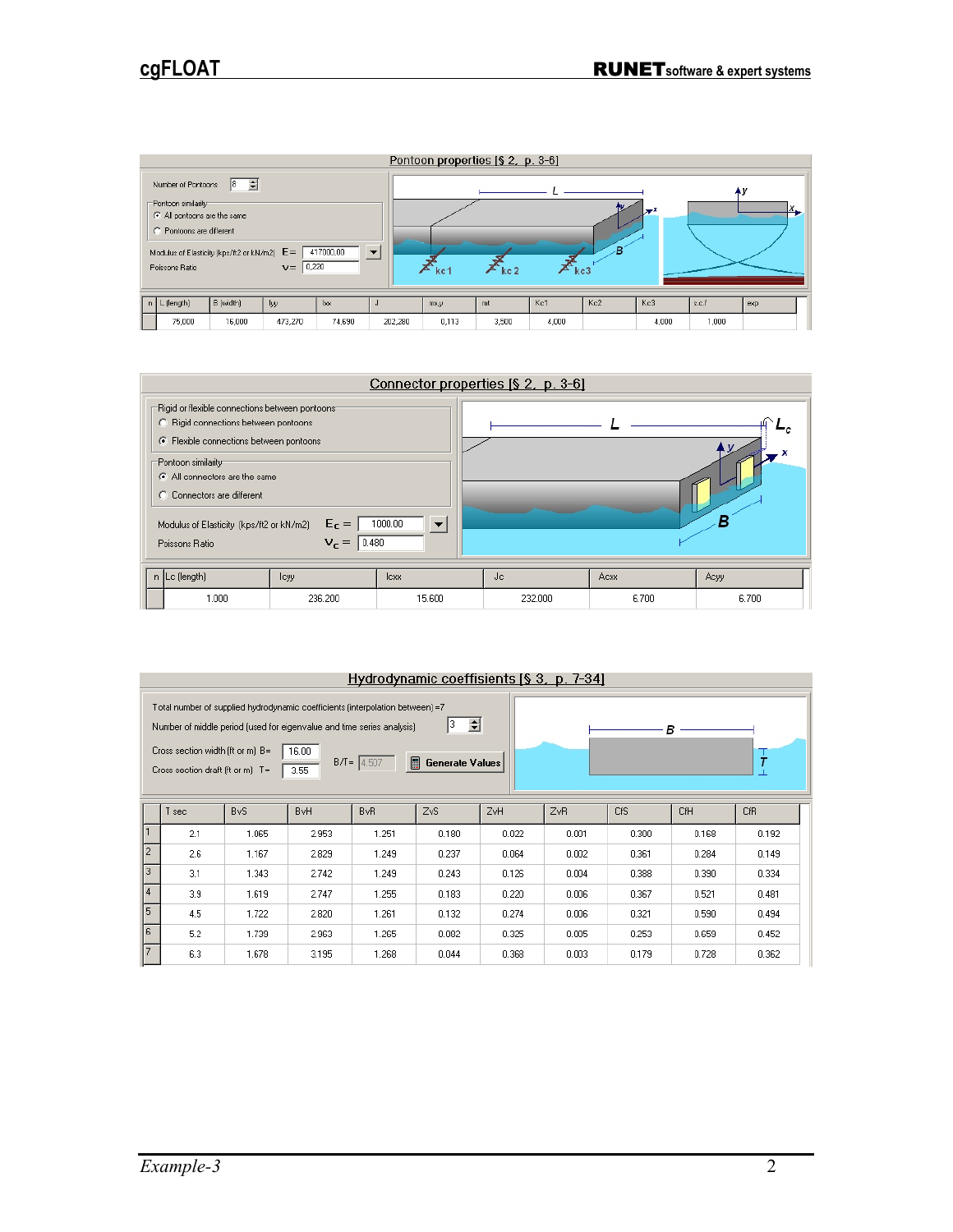## Pontoon properties [§ 2, p. 3-6]

Number of Pontoons: 8

Pontoon similarity
- (•) All pontoons are the same
- ( ) Pontoons are different

Modulus of Elasticity (kps/ft2 or kN/m2) E= 417000.00

Poissons Ratio ν= 0.220

| n | L (length) | B (width) | Iyy | Ixx | J | mx,y | mt | Kc1 | Kc2 | Kc3 | s.c.f | exp |
|---|---|---|---|---|---|---|---|---|---|---|---|---|
| | 75.000 | 16.000 | 473.270 | 74.690 | 202.280 | 0.113 | 3.500 | 4.000 | | 4.000 | 1.000 | |

## Connector properties [§ 2, p. 3-6]

Rigid or flexible connections between pontoons
- ( ) Rigid connections between pontoons
- (•) Flexible connections between pontoons

Pontoon similarity
- (•) All connectors are the same
- ( ) Connectors are different

Modulus of Elasticity (kps/ft2 or kN/m2) $E_c$ = 1000.00

Poissons Ratio $\nu_c$ = 0.480

| n | Lc (length) | Icyy | Icxx | Jc | Acxx | Acyy |
|---|---|---|---|---|---|---|
| | 1.000 | 236.200 | 15.600 | 232.000 | 6.700 | 6.700 |

## Hydrodynamic coeffisients [§ 3, p. 7-34]

Total number of supplied hydrodynamic coefficients (interpolation between) =7

Number of middle period (used for eigenvalue and time series analysis) 3

Cross section width (ft or m) B= 16.00

Cross section draft (ft or m) T= 3.55

B/T= 4.507

Generate Values

| | T sec | BvS | BvH | BvR | ZvS | ZvH | ZvR | CfS | CfH | CfR |
|---|---|---|---|---|---|---|---|---|---|---|
| 1 | 2.1 | 1.065 | 2.953 | 1.251 | 0.180 | 0.022 | 0.001 | 0.300 | 0.168 | 0.192 |
| 2 | 2.6 | 1.167 | 2.829 | 1.249 | 0.237 | 0.064 | 0.002 | 0.361 | 0.284 | 0.149 |
| 3 | 3.1 | 1.343 | 2.742 | 1.249 | 0.243 | 0.126 | 0.004 | 0.388 | 0.390 | 0.334 |
| 4 | 3.9 | 1.619 | 2.747 | 1.255 | 0.183 | 0.220 | 0.006 | 0.367 | 0.521 | 0.481 |
| 5 | 4.5 | 1.722 | 2.820 | 1.261 | 0.132 | 0.274 | 0.006 | 0.321 | 0.590 | 0.494 |
| 6 | 5.2 | 1.739 | 2.963 | 1.265 | 0.082 | 0.325 | 0.005 | 0.253 | 0.659 | 0.452 |
| 7 | 6.3 | 1.678 | 3.195 | 1.268 | 0.044 | 0.368 | 0.003 | 0.179 | 0.728 | 0.362 |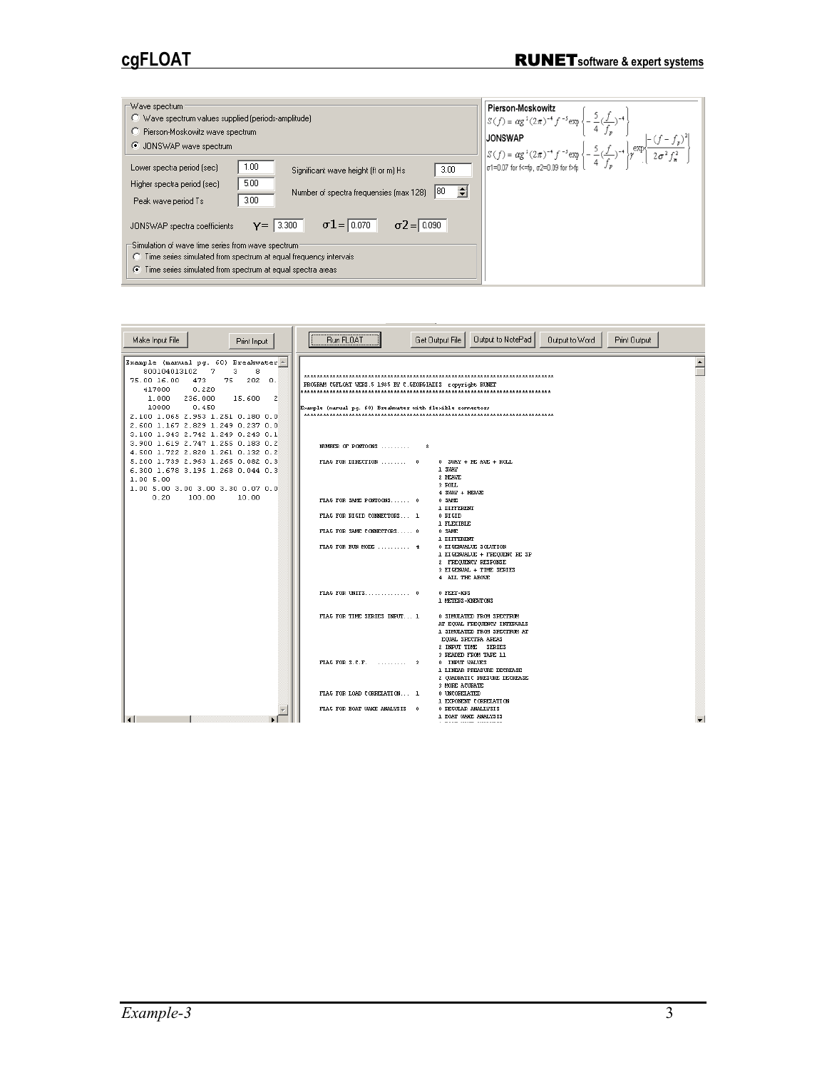Wave spectrum

- ○ Wave spectrum values supplied (periods-amplitude)
- ○ Pierson-Moskowitz wave spectrum
- ◉ JONSWAP wave spectrum

Lower spectra period (sec) 1.00

Higher spectra period (sec) 5.00

Peak wave period Ts 3.00

Significant wave height (ft or m) Hs 3.00

Number of spectra frequencies (max 128) 80

JONSWAP spectra coefficients $\gamma$= 3.300 $\sigma1$= 0.070 $\sigma2$= 0.090

Simulation of wave time series from wave spectrum

- ○ Time series simulated from spectrum at equal frequency intervals
- ◉ Time series simulated from spectrum at equal spectra areas

**Pierson-Moskowitz**

$$S(f) = \alpha g^2 (2\pi)^{-4} f^{-5} \exp\left\{-\frac{5}{4}\left(\frac{f}{f_p}\right)^{-4}\right\}$$

**JONSWAP**

$$S(f) = \alpha g^2 (2\pi)^{-4} f^{-5} \exp\left\{-\frac{5}{4}\left(\frac{f}{f_p}\right)^{-4}\right\} \gamma^{\exp\left\{\frac{-(f-f_p)^2}{2\sigma^2 f_m^2}\right\}}$$

σ1=0.07 for f<=fp, σ2=0.09 for f>fp

Make Input File | Print Input | Run FLOAT | Get Output File | Output to NotePad | Output to Word | Print Output

```
Example (manual pg. 60) Breakwater
   800104013102   7     3    8
75.00 16.00   473    75   202  0.
   417000    0.220
   1.000   236.000    15.600   2
   10000     0.450
2.100 1.065 2.953 1.251 0.180 0.0
2.600 1.167 2.829 1.249 0.237 0.0
3.100 1.343 2.742 1.249 0.243 0.1
3.900 1.619 2.747 1.255 0.183 0.2
4.500 1.722 2.820 1.261 0.132 0.2
5.200 1.735 2.963 1.265 0.082 0.3
6.300 1.678 3.195 1.268 0.044 0.3
1.00 5.00
1.00 5.00 3.00 3.00 3.30 0.07 0.0
   0.20    100.00     10.00
```

```
*************************************************************************
PROGRAM CGFLOAT VERS.5 1985 BY C.GEORGIADIS  copyright RUNET
*************************************************************************
Example (manual pg. 60) Breakwater with flexible connectors
*************************************************************************

    NUMBER OF PONTOONS .........    8

    FLAG FOR DIRECTION ........   0      0  SWAY + HE AVE + ROLL
                                         1 SWAY
                                         2 HEAVE
                                         3 ROLL
                                         4 SWAY + HEAVE
    FLAG FOR SAME PONTOONS......  0      0 SAME
                                         1 DIFFERENT
    FLAG FOR RIGID CONNECTORS...  1      0 RIGID
                                         1 FLEXIBLE
    FLAG FOR SAME CONNECTORS....  0      0 SAME
                                         1 DIFFERENT
    FLAG FOR RUN MODE ..........  4      0 EIGENVALUE SOLUTION
                                         1 EIGENVALUE + FREQUENC RE SP
                                         2  FREQUENCY RESPONSE
                                         3 EIGENVAL + TIME SERIES
                                         4  ALL THE ABOVE

    FLAG FOR UNITS..............  0      0 FEET-KPS
                                         1 METERS-KNEWTONS

    FLAG FOR TIME SERIES INPUT... 1      0 SIMULATED FROM SPECTRUM
                                         AT EQUAL FREQUENCY INTERVALS
                                         1 SIMULATED FROM SPECTRUM AT
                                         EQUAL SPECTRA AREAS
                                         2 INPUT TIME   SERIES
                                         3 READED FROM TAPE 11
    FLAG FOR S.C.F.   .........   2      0  INPUT VALUES
                                         1 LINEAR PRESSURE DECREASE
                                         2 QUADRATIC PRESURE DECREASE
                                         3 MORE ACURATE
    FLAG FOR LOAD CORRELATION...  1      0 UNCORELATED
                                         1 EXPONENT CORRELATION
    FLAG FOR BOAT WAKE ANALYSIS   0      0 REGULAR ANALYSIS
                                         1 BOAT WAKE ANALYSIS
```

*Example-3*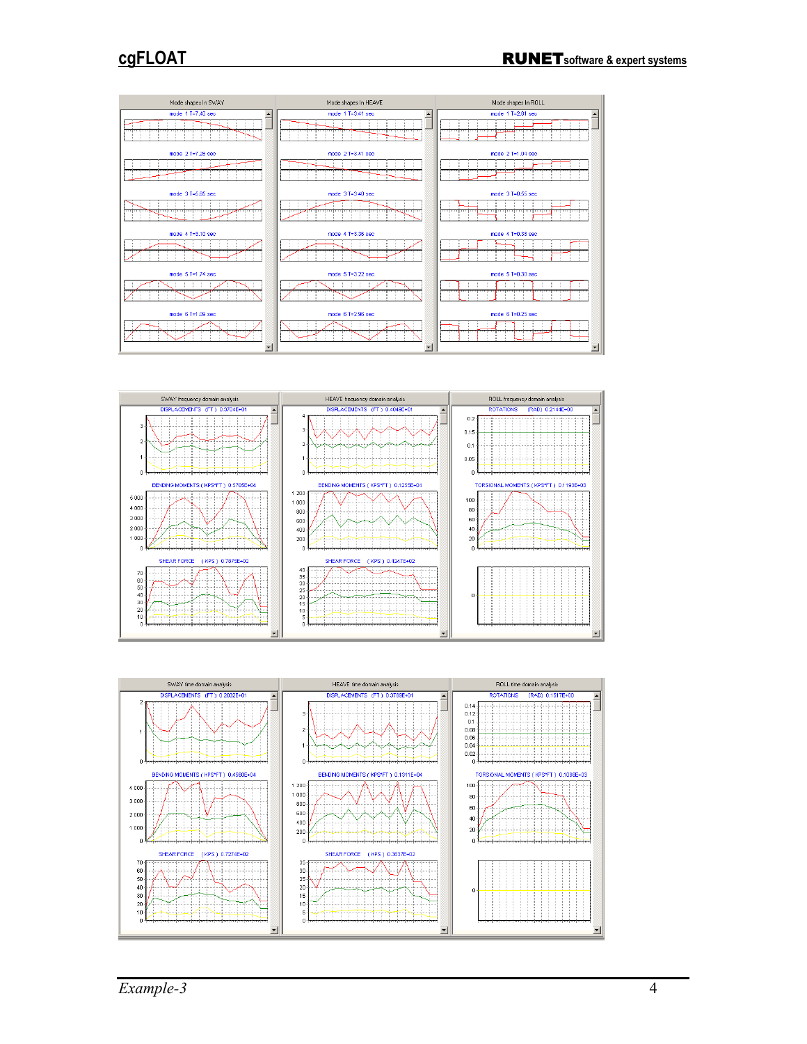Mode shapes in SWAY

mode 1 T=7.40 sec

mode 2 T=7.28 sec

mode 3 T=5.65 sec

mode 4 T=3.10 sec

mode 5 T=1.74 sec

mode 6 T=1.09 sec

Mode shapes in HEAVE

mode 1 T=3.41 sec

mode 2 T=3.41 sec

mode 3 T=3.40 sec

mode 4 T=3.36 sec

mode 5 T=3.22 sec

mode 6 T=2.98 sec

Mode shapes in ROLL

mode 1 T=2.81 sec

mode 2 T=1.09 sec

mode 3 T=0.55 sec

mode 4 T=0.38 sec

mode 5 T=0.30 sec

mode 6 T=0.25 sec

SWAY frequency domain analysis

DISPLACEMENTS (FT) 0.3704E+01

BENDING MOMENTS (KPS*FT) 0.5705E+04

SHEAR FORCE (KPS) 0.7875E+02

HEAVE frequency domain analysis

DISPLACEMENTS (FT) 0.4049E+01

BENDING MOMENTS (KPS*FT) 0.1255E+04

SHEAR FORCE (KPS) 0.4247E+02

ROLL frequency domain analysis

ROTATIONS (RAD) 0.2144E+00

TORSIONAL MOMENTS (KPS*FT) 0.1193E+03

SWAY time domain analysis

DISPLACEMENTS (FT) 0.2032E+01

BENDING MOMENTS (KPS*FT) 0.4560E+04

SHEAR FORCE (KPS) 0.7274E+02

HEAVE time domain analysis

DISPLACEMENTS (FT) 0.3789E+01

BENDING MOMENTS (KPS*FT) 0.1311E+04

SHEAR FORCE (KPS) 0.3837E+02

ROLL time domain analysis

ROTATIONS (RAD) 0.1517E+00

TORSIONAL MOMENTS (KPS*FT) 0.1086E+03